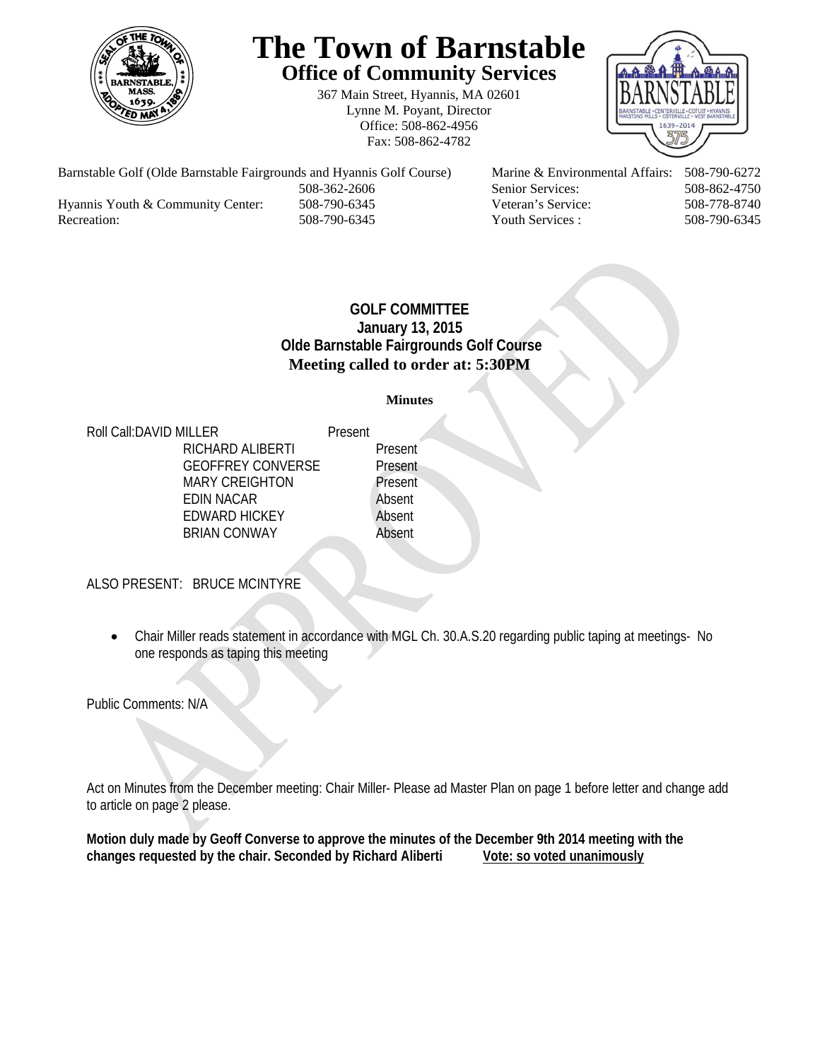# The Town of Barnstable

## Office of Community Services

367 Main Street, Hyannis, MA 02601
Lynne M. Poyant, Director
Office: 508-862-4956
Fax: 508-862-4782

| | | | |
|---|---|---|---|
| Barnstable Golf (Olde Barnstable Fairgrounds and Hyannis Golf Course) | 508-362-2606 | Marine & Environmental Affairs: | 508-790-6272 |
| | | Senior Services: | 508-862-4750 |
| Hyannis Youth & Community Center: | 508-790-6345 | Veteran's Service: | 508-778-8740 |
| Recreation: | 508-790-6345 | Youth Services : | 508-790-6345 |

**GOLF COMMITTEE**
**January 13, 2015**
**Olde Barnstable Fairgrounds Golf Course**
**Meeting called to order at: 5:30PM**

**Minutes**

Roll Call:

| | |
|---|---|
| DAVID MILLER | Present |
| RICHARD ALIBERTI | Present |
| GEOFFREY CONVERSE | Present |
| MARY CREIGHTON | Present |
| EDIN NACAR | Absent |
| EDWARD HICKEY | Absent |
| BRIAN CONWAY | Absent |

ALSO PRESENT: BRUCE MCINTYRE

- Chair Miller reads statement in accordance with MGL Ch. 30.A.S.20 regarding public taping at meetings- No one responds as taping this meeting

Public Comments: N/A

Act on Minutes from the December meeting: Chair Miller- Please ad Master Plan on page 1 before letter and change add to article on page 2 please.

**Motion duly made by Geoff Converse to approve the minutes of the December 9th 2014 meeting with the changes requested by the chair. Seconded by Richard Aliberti** **Vote: so voted unanimously**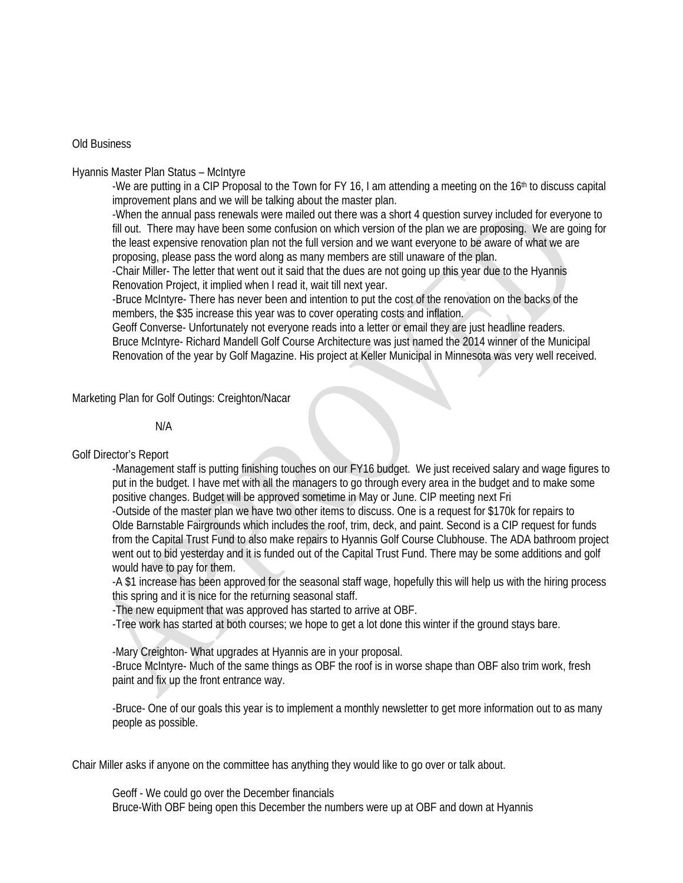Old Business

Hyannis Master Plan Status – McIntyre

-We are putting in a CIP Proposal to the Town for FY 16, I am attending a meeting on the 16th to discuss capital improvement plans and we will be talking about the master plan.
-When the annual pass renewals were mailed out there was a short 4 question survey included for everyone to fill out. There may have been some confusion on which version of the plan we are proposing. We are going for the least expensive renovation plan not the full version and we want everyone to be aware of what we are proposing, please pass the word along as many members are still unaware of the plan.
-Chair Miller- The letter that went out it said that the dues are not going up this year due to the Hyannis Renovation Project, it implied when I read it, wait till next year.
-Bruce McIntyre- There has never been and intention to put the cost of the renovation on the backs of the members, the $35 increase this year was to cover operating costs and inflation.
Geoff Converse- Unfortunately not everyone reads into a letter or email they are just headline readers.
Bruce McIntyre- Richard Mandell Golf Course Architecture was just named the 2014 winner of the Municipal Renovation of the year by Golf Magazine. His project at Keller Municipal in Minnesota was very well received.

Marketing Plan for Golf Outings: Creighton/Nacar

N/A

Golf Director's Report

-Management staff is putting finishing touches on our FY16 budget. We just received salary and wage figures to put in the budget. I have met with all the managers to go through every area in the budget and to make some positive changes. Budget will be approved sometime in May or June. CIP meeting next Fri
-Outside of the master plan we have two other items to discuss. One is a request for $170k for repairs to Olde Barnstable Fairgrounds which includes the roof, trim, deck, and paint. Second is a CIP request for funds from the Capital Trust Fund to also make repairs to Hyannis Golf Course Clubhouse. The ADA bathroom project went out to bid yesterday and it is funded out of the Capital Trust Fund. There may be some additions and golf would have to pay for them.
-A $1 increase has been approved for the seasonal staff wage, hopefully this will help us with the hiring process this spring and it is nice for the returning seasonal staff.
-The new equipment that was approved has started to arrive at OBF.
-Tree work has started at both courses; we hope to get a lot done this winter if the ground stays bare.

-Mary Creighton- What upgrades at Hyannis are in your proposal.
-Bruce McIntyre- Much of the same things as OBF the roof is in worse shape than OBF also trim work, fresh paint and fix up the front entrance way.

-Bruce- One of our goals this year is to implement a monthly newsletter to get more information out to as many people as possible.

Chair Miller asks if anyone on the committee has anything they would like to go over or talk about.

Geoff - We could go over the December financials
Bruce-With OBF being open this December the numbers were up at OBF and down at Hyannis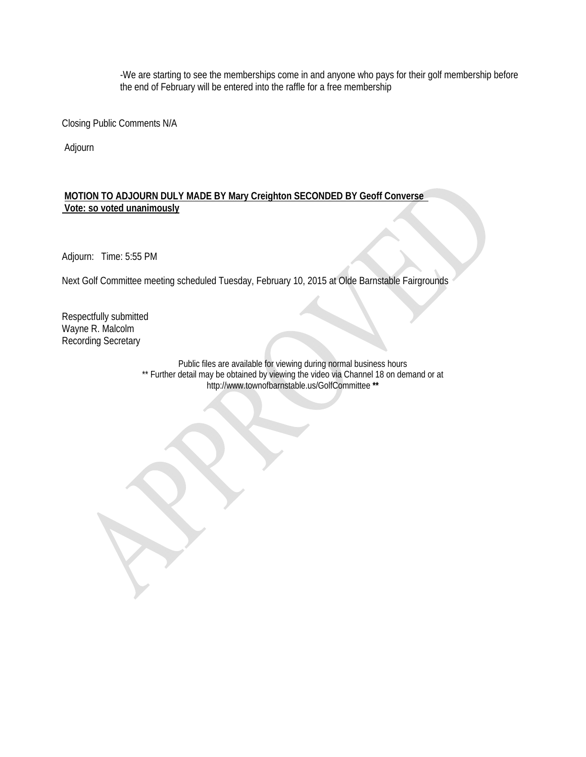-We are starting to see the memberships come in and anyone who pays for their golf membership before the end of February will be entered into the raffle for a free membership

Closing Public Comments N/A

Adjourn

**MOTION TO ADJOURN DULY MADE BY Mary Creighton SECONDED BY Geoff Converse**
**Vote: so voted unanimously**

Adjourn: Time: 5:55 PM

Next Golf Committee meeting scheduled Tuesday, February 10, 2015 at Olde Barnstable Fairgrounds

Respectfully submitted
Wayne R. Malcolm
Recording Secretary

Public files are available for viewing during normal business hours
** Further detail may be obtained by viewing the video via Channel 18 on demand or at http://www.townofbarnstable.us/GolfCommittee **